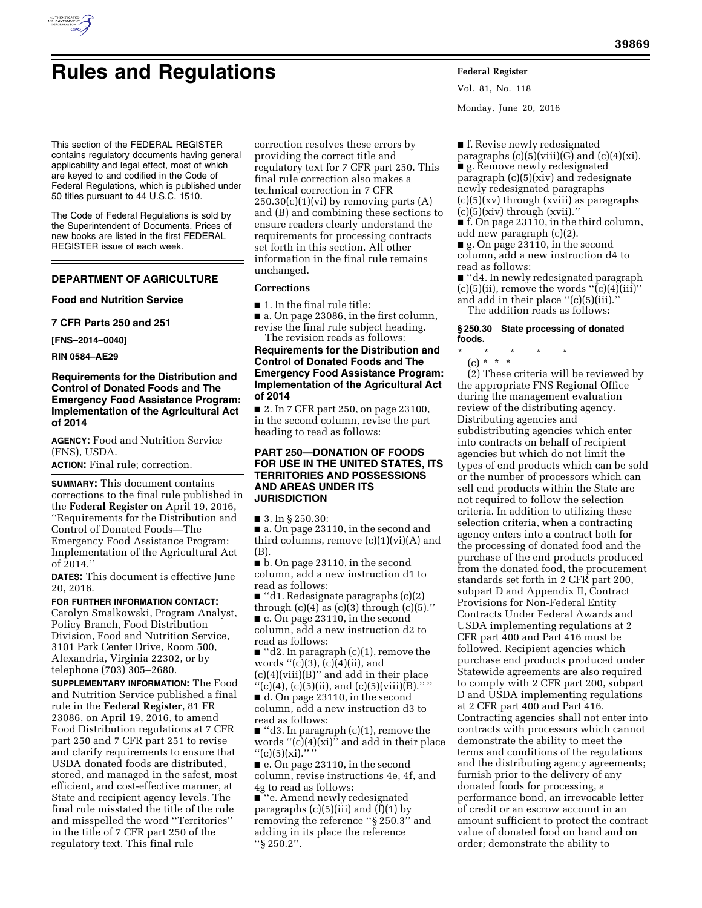# Rules and Regulations

This section of the FEDERAL REGISTER contains regulatory documents having general applicability and legal effect, most of which are keyed to and codified in the Code of Federal Regulations, which is published under 50 titles pursuant to 44 U.S.C. 1510.

The Code of Federal Regulations is sold by the Superintendent of Documents. Prices of new books are listed in the first FEDERAL REGISTER issue of each week.

## DEPARTMENT OF AGRICULTURE

### Food and Nutrition Service

### 7 CFR Parts 250 and 251

**[FNS–2014–0040]**

**RIN 0584–AE29**

### Requirements for the Distribution and Control of Donated Foods and The Emergency Food Assistance Program: Implementation of the Agricultural Act of 2014

**AGENCY:** Food and Nutrition Service (FNS), USDA.

**ACTION:** Final rule; correction.

**SUMMARY:** This document contains corrections to the final rule published in the **Federal Register** on April 19, 2016, ''Requirements for the Distribution and Control of Donated Foods—The Emergency Food Assistance Program: Implementation of the Agricultural Act of 2014.''

**DATES:** This document is effective June 20, 2016.

**FOR FURTHER INFORMATION CONTACT:** Carolyn Smalkowski, Program Analyst, Policy Branch, Food Distribution Division, Food and Nutrition Service, 3101 Park Center Drive, Room 500, Alexandria, Virginia 22302, or by telephone (703) 305–2680.

**SUPPLEMENTARY INFORMATION:** The Food and Nutrition Service published a final rule in the **Federal Register**, 81 FR 23086, on April 19, 2016, to amend Food Distribution regulations at 7 CFR part 250 and 7 CFR part 251 to revise and clarify requirements to ensure that USDA donated foods are distributed, stored, and managed in the safest, most efficient, and cost-effective manner, at State and recipient agency levels. The final rule misstated the title of the rule and misspelled the word ''Territories'' in the title of 7 CFR part 250 of the regulatory text. This final rule correction resolves these errors by providing the correct title and regulatory text for 7 CFR part 250. This final rule correction also makes a technical correction in 7 CFR 250.30(c)(1)(vi) by removing parts (A) and (B) and combining these sections to ensure readers clearly understand the requirements for processing contracts set forth in this section. All other information in the final rule remains unchanged.

#### Corrections

■ 1. In the final rule title:

■ a. On page 23086, in the first column, revise the final rule subject heading.

The revision reads as follows:

**Requirements for the Distribution and Control of Donated Foods and The Emergency Food Assistance Program: Implementation of the Agricultural Act of 2014**

■ 2. In 7 CFR part 250, on page 23100, in the second column, revise the part heading to read as follows:

**PART 250—DONATION OF FOODS FOR USE IN THE UNITED STATES, ITS TERRITORIES AND POSSESSIONS AND AREAS UNDER ITS JURISDICTION**

■ 3. In § 250.30:

■ a. On page 23110, in the second and third columns, remove (c)(1)(vi)(A) and (B).

■ b. On page 23110, in the second column, add a new instruction d1 to read as follows:

■ ''d1. Redesignate paragraphs (c)(2) through (c)(4) as (c)(3) through (c)(5).''

■ c. On page 23110, in the second column, add a new instruction d2 to read as follows:

■ ''d2. In paragraph (c)(1), remove the words ''(c)(3), (c)(4)(ii), and (c)(4)(viii)(B)'' and add in their place ''(c)(4), (c)(5)(ii), and (c)(5)(viii)(B).'' ''

■ d. On page 23110, in the second column, add a new instruction d3 to read as follows:

■ ''d3. In paragraph (c)(1), remove the words ''(c)(4)(xi)'' and add in their place ''(c)(5)(xi).'' ''

■ e. On page 23110, in the second column, revise instructions 4e, 4f, and 4g to read as follows:

■ ''e. Amend newly redesignated paragraphs (c)(5)(iii) and (f)(1) by removing the reference ''§ 250.3'' and adding in its place the reference ''§ 250.2''.

■ f. Revise newly redesignated paragraphs (c)(5)(viii)(G) and (c)(4)(xi).

■ g. Remove newly redesignated paragraph (c)(5)(xiv) and redesignate newly redesignated paragraphs (c)(5)(xv) through (xviii) as paragraphs (c)(5)(xiv) through (xvii).''

■ f. On page 23110, in the third column, add new paragraph (c)(2).

■ g. On page 23110, in the second column, add a new instruction d4 to read as follows:

■ ''d4. In newly redesignated paragraph (c)(5)(ii), remove the words ''(c)(4)(iii)'' and add in their place ''(c)(5)(iii).''

The addition reads as follows:

**§ 250.30 State processing of donated foods.**

\* \* \* \* \*

(c) \* \* \*

(2) These criteria will be reviewed by the appropriate FNS Regional Office during the management evaluation review of the distributing agency. Distributing agencies and subdistributing agencies which enter into contracts on behalf of recipient agencies but which do not limit the types of end products which can be sold or the number of processors which can sell end products within the State are not required to follow the selection criteria. In addition to utilizing these selection criteria, when a contracting agency enters into a contract both for the processing of donated food and the purchase of the end products produced from the donated food, the procurement standards set forth in 2 CFR part 200, subpart D and Appendix II, Contract Provisions for Non-Federal Entity Contracts Under Federal Awards and USDA implementing regulations at 2 CFR part 400 and Part 416 must be followed. Recipient agencies which purchase end products produced under Statewide agreements are also required to comply with 2 CFR part 200, subpart D and USDA implementing regulations at 2 CFR part 400 and Part 416. Contracting agencies shall not enter into contracts with processors which cannot demonstrate the ability to meet the terms and conditions of the regulations and the distributing agency agreements; furnish prior to the delivery of any donated foods for processing, a performance bond, an irrevocable letter of credit or an escrow account in an amount sufficient to protect the contract value of donated food on hand and on order; demonstrate the ability to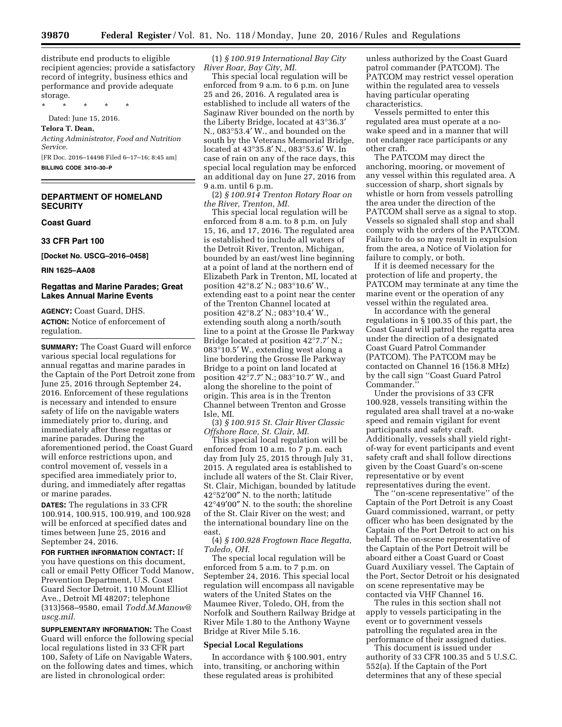distribute end products to eligible recipient agencies; provide a satisfactory record of integrity, business ethics and performance and provide adequate storage.

\* \* \* \* \*

Dated: June 15, 2016.

**Telora T. Dean,**

*Acting Administrator, Food and Nutrition Service.*

[FR Doc. 2016–14498 Filed 6–17–16; 8:45 am]

**BILLING CODE 3410–30–P**

---

## DEPARTMENT OF HOMELAND SECURITY

### Coast Guard

### 33 CFR Part 100

**[Docket No. USCG–2016–0458]**

**RIN 1625–AA08**

### Regattas and Marine Parades; Great Lakes Annual Marine Events

**AGENCY:** Coast Guard, DHS.

**ACTION:** Notice of enforcement of regulation.

**SUMMARY:** The Coast Guard will enforce various special local regulations for annual regattas and marine parades in the Captain of the Port Detroit zone from June 25, 2016 through September 24, 2016. Enforcement of these regulations is necessary and intended to ensure safety of life on the navigable waters immediately prior to, during, and immediately after these regattas or marine parades. During the aforementioned period, the Coast Guard will enforce restrictions upon, and control movement of, vessels in a specified area immediately prior to, during, and immediately after regattas or marine parades.

**DATES:** The regulations in 33 CFR 100.914, 100.915, 100.919, and 100.928 will be enforced at specified dates and times between June 25, 2016 and September 24, 2016.

**FOR FURTHER INFORMATION CONTACT:** If you have questions on this document, call or email Petty Officer Todd Manow, Prevention Department, U.S. Coast Guard Sector Detroit, 110 Mount Elliot Ave., Detroit MI 48207; telephone (313)568–9580, email *Todd.M.Manow@uscg.mil.*

**SUPPLEMENTARY INFORMATION:** The Coast Guard will enforce the following special local regulations listed in 33 CFR part 100, Safety of Life on Navigable Waters, on the following dates and times, which are listed in chronological order:

(1) *§ 100.919 International Bay City River Roar, Bay City, MI.*

This special local regulation will be enforced from 9 a.m. to 6 p.m. on June 25 and 26, 2016. A regulated area is established to include all waters of the Saginaw River bounded on the north by the Liberty Bridge, located at 43°36.3′ N., 083°53.4′ W., and bounded on the south by the Veterans Memorial Bridge, located at 43°35.8′ N., 083°53.6′ W. In case of rain on any of the race days, this special local regulation may be enforced an additional day on June 27, 2016 from 9 a.m. until 6 p.m.

(2) *§ 100.914 Trenton Rotary Roar on the River, Trenton, MI.*

This special local regulation will be enforced from 8 a.m. to 8 p.m. on July 15, 16, and 17, 2016. The regulated area is established to include all waters of the Detroit River, Trenton, Michigan, bounded by an east/west line beginning at a point of land at the northern end of Elizabeth Park in Trenton, MI, located at position 42°8.2′ N.; 083°10.6′ W., extending east to a point near the center of the Trenton Channel located at position 42°8.2′ N.; 083°10.4′ W., extending south along a north/south line to a point at the Grosse Ile Parkway Bridge located at position 42°7.7′ N.; 083°10.5′ W., extending west along a line bordering the Grosse Ile Parkway Bridge to a point on land located at position 42°7.7′ N.; 083°10.7′ W., and along the shoreline to the point of origin. This area is in the Trenton Channel between Trenton and Grosse Isle, MI.

(3) *§ 100.915 St. Clair River Classic Offshore Race, St. Clair, MI.*

This special local regulation will be enforced from 10 a.m. to 7 p.m. each day from July 25, 2015 through July 31, 2015. A regulated area is established to include all waters of the St. Clair River, St. Clair, Michigan, bounded by latitude 42°52′00″ N. to the north; latitude 42°49′00″ N. to the south; the shoreline of the St. Clair River on the west; and the international boundary line on the east.

(4) *§ 100.928 Frogtown Race Regatta, Toledo, OH.*

The special local regulation will be enforced from 5 a.m. to 7 p.m. on September 24, 2016. This special local regulation will encompass all navigable waters of the United States on the Maumee River, Toledo, OH, from the Norfolk and Southern Railway Bridge at River Mile 1.80 to the Anthony Wayne Bridge at River Mile 5.16.

#### Special Local Regulations

In accordance with § 100.901, entry into, transiting, or anchoring within these regulated areas is prohibited unless authorized by the Coast Guard patrol commander (PATCOM). The PATCOM may restrict vessel operation within the regulated area to vessels having particular operating characteristics.

Vessels permitted to enter this regulated area must operate at a no-wake speed and in a manner that will not endanger race participants or any other craft.

The PATCOM may direct the anchoring, mooring, or movement of any vessel within this regulated area. A succession of sharp, short signals by whistle or horn from vessels patrolling the area under the direction of the PATCOM shall serve as a signal to stop. Vessels so signaled shall stop and shall comply with the orders of the PATCOM. Failure to do so may result in expulsion from the area, a Notice of Violation for failure to comply, or both.

If it is deemed necessary for the protection of life and property, the PATCOM may terminate at any time the marine event or the operation of any vessel within the regulated area.

In accordance with the general regulations in § 100.35 of this part, the Coast Guard will patrol the regatta area under the direction of a designated Coast Guard Patrol Commander (PATCOM). The PATCOM may be contacted on Channel 16 (156.8 MHz) by the call sign ''Coast Guard Patrol Commander.''

Under the provisions of 33 CFR 100.928, vessels transiting within the regulated area shall travel at a no-wake speed and remain vigilant for event participants and safety craft. Additionally, vessels shall yield right-of-way for event participants and event safety craft and shall follow directions given by the Coast Guard's on-scene representative or by event representatives during the event.

The ''on-scene representative'' of the Captain of the Port Detroit is any Coast Guard commissioned, warrant, or petty officer who has been designated by the Captain of the Port Detroit to act on his behalf. The on-scene representative of the Captain of the Port Detroit will be aboard either a Coast Guard or Coast Guard Auxiliary vessel. The Captain of the Port, Sector Detroit or his designated on scene representative may be contacted via VHF Channel 16.

The rules in this section shall not apply to vessels participating in the event or to government vessels patrolling the regulated area in the performance of their assigned duties.

This document is issued under authority of 33 CFR 100.35 and 5 U.S.C. 552(a). If the Captain of the Port determines that any of these special